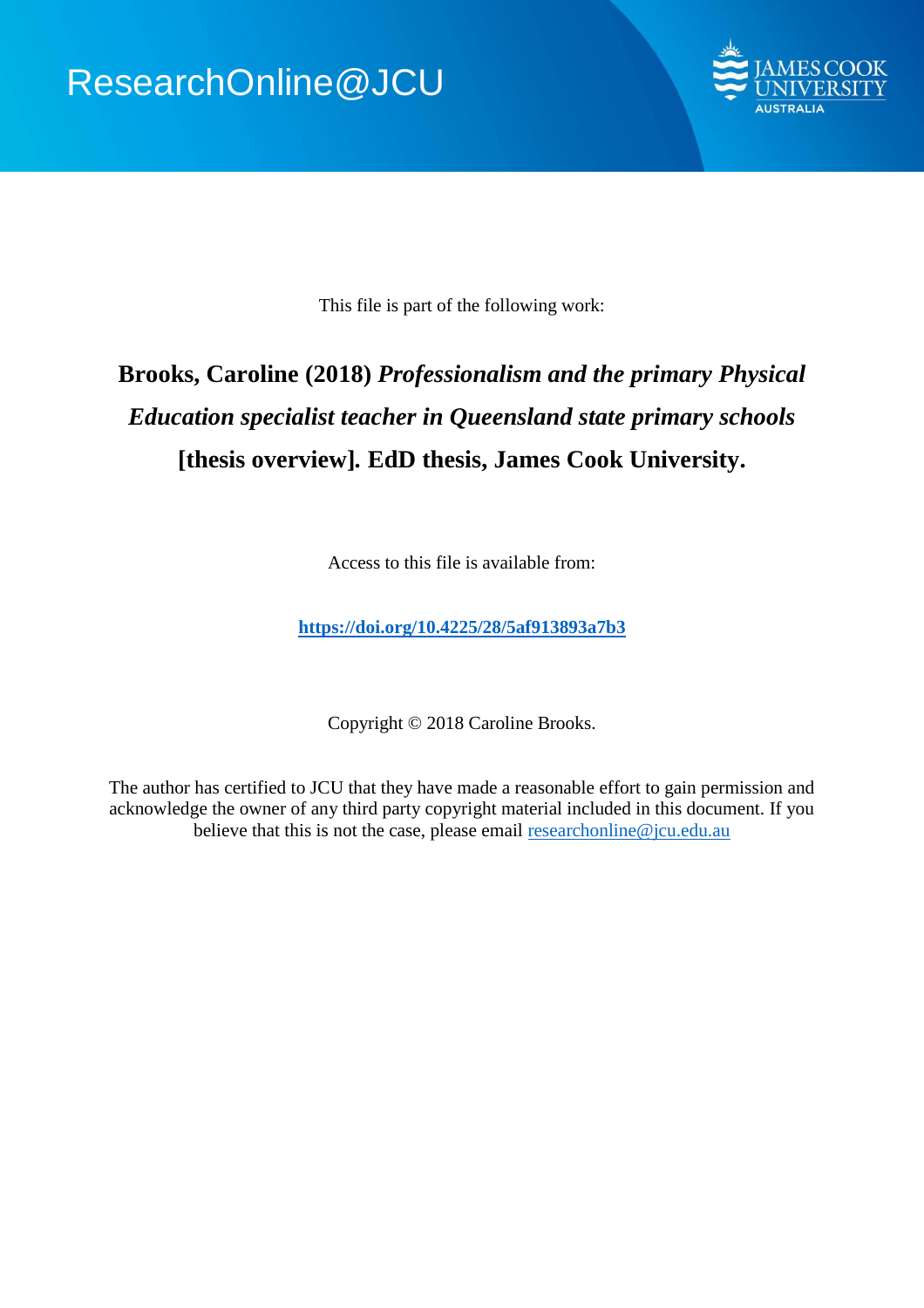ResearchOnline@JCU

This file is part of the following work:

**Brooks, Caroline (2018)** ***Professionalism and the primary Physical Education specialist teacher in Queensland state primary schools*** **[thesis overview]. EdD thesis, James Cook University.**

Access to this file is available from:

**https://doi.org/10.4225/28/5af913893a7b3**

Copyright © 2018 Caroline Brooks.

The author has certified to JCU that they have made a reasonable effort to gain permission and acknowledge the owner of any third party copyright material included in this document. If you believe that this is not the case, please email researchonline@jcu.edu.au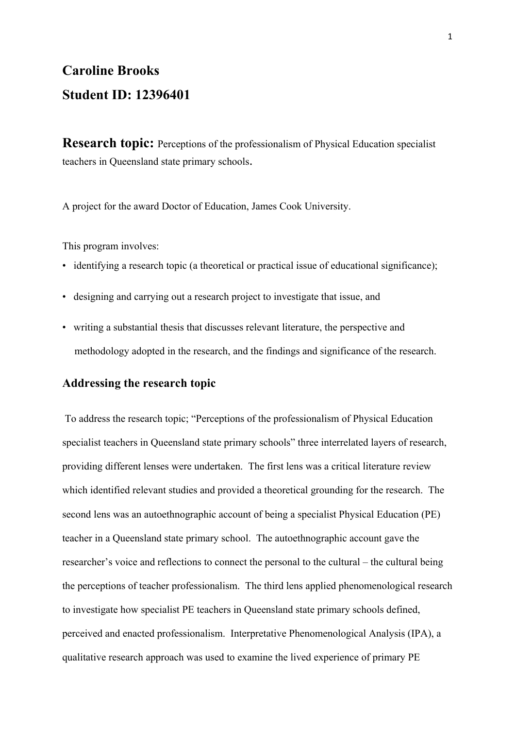# Caroline Brooks

# Student ID: 12396401

**Research topic:** Perceptions of the professionalism of Physical Education specialist teachers in Queensland state primary schools.

A project for the award Doctor of Education, James Cook University.

This program involves:

- identifying a research topic (a theoretical or practical issue of educational significance);
- designing and carrying out a research project to investigate that issue, and
- writing a substantial thesis that discusses relevant literature, the perspective and methodology adopted in the research, and the findings and significance of the research.

## Addressing the research topic

To address the research topic; "Perceptions of the professionalism of Physical Education specialist teachers in Queensland state primary schools" three interrelated layers of research, providing different lenses were undertaken. The first lens was a critical literature review which identified relevant studies and provided a theoretical grounding for the research. The second lens was an autoethnographic account of being a specialist Physical Education (PE) teacher in a Queensland state primary school. The autoethnographic account gave the researcher's voice and reflections to connect the personal to the cultural – the cultural being the perceptions of teacher professionalism. The third lens applied phenomenological research to investigate how specialist PE teachers in Queensland state primary schools defined, perceived and enacted professionalism. Interpretative Phenomenological Analysis (IPA), a qualitative research approach was used to examine the lived experience of primary PE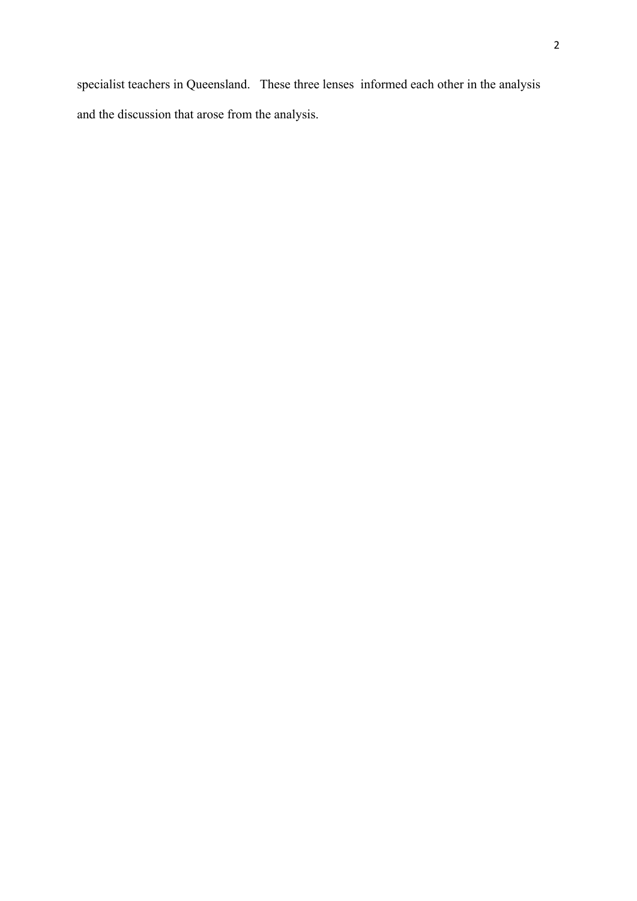specialist teachers in Queensland. These three lenses informed each other in the analysis and the discussion that arose from the analysis.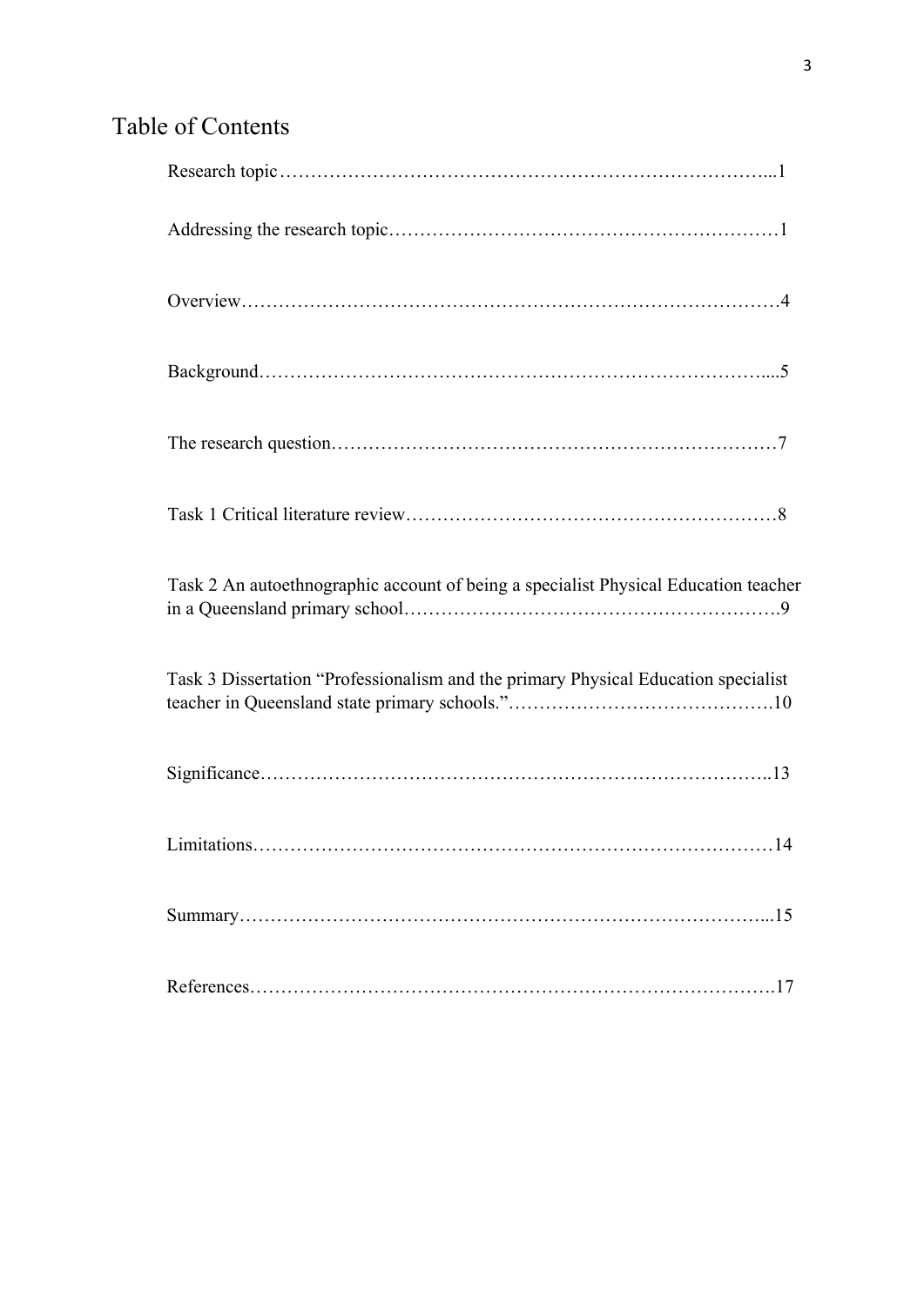# Table of Contents

Research topic……………………………………………………………………...1

Addressing the research topic………………………………………………………1

Overview……………………………………………………………………………4

Background………………………………………………………………………....5

The research question………………………………………………………………7

Task 1 Critical literature review……………………………………………………8

Task 2 An autoethnographic account of being a specialist Physical Education teacher in a Queensland primary school………………………………………………….9

Task 3 Dissertation "Professionalism and the primary Physical Education specialist teacher in Queensland state primary schools."…………………………………….10

Significance……………………………………………………………………..13

Limitations………………………………………………………………………14

Summary………………………………………………………………………...15

References……………………………………………………………………….17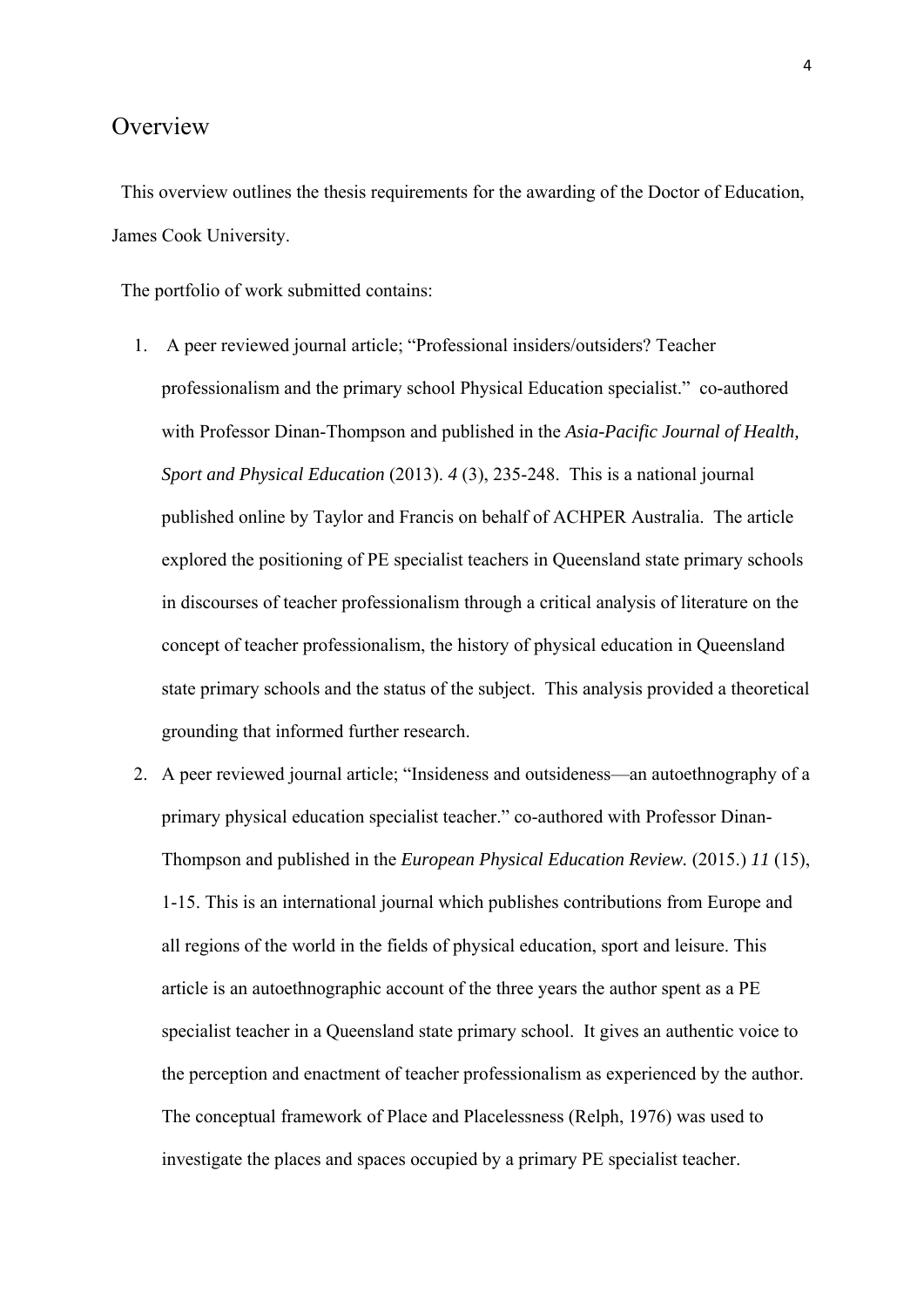## Overview

This overview outlines the thesis requirements for the awarding of the Doctor of Education, James Cook University.

The portfolio of work submitted contains:

1. A peer reviewed journal article; "Professional insiders/outsiders? Teacher professionalism and the primary school Physical Education specialist." co-authored with Professor Dinan-Thompson and published in the *Asia-Pacific Journal of Health, Sport and Physical Education* (2013). *4* (3), 235-248. This is a national journal published online by Taylor and Francis on behalf of ACHPER Australia. The article explored the positioning of PE specialist teachers in Queensland state primary schools in discourses of teacher professionalism through a critical analysis of literature on the concept of teacher professionalism, the history of physical education in Queensland state primary schools and the status of the subject. This analysis provided a theoretical grounding that informed further research.
2. A peer reviewed journal article; "Insideness and outsideness—an autoethnography of a primary physical education specialist teacher." co-authored with Professor Dinan-Thompson and published in the *European Physical Education Review.* (2015.) *11* (15), 1-15. This is an international journal which publishes contributions from Europe and all regions of the world in the fields of physical education, sport and leisure. This article is an autoethnographic account of the three years the author spent as a PE specialist teacher in a Queensland state primary school. It gives an authentic voice to the perception and enactment of teacher professionalism as experienced by the author. The conceptual framework of Place and Placelessness (Relph, 1976) was used to investigate the places and spaces occupied by a primary PE specialist teacher.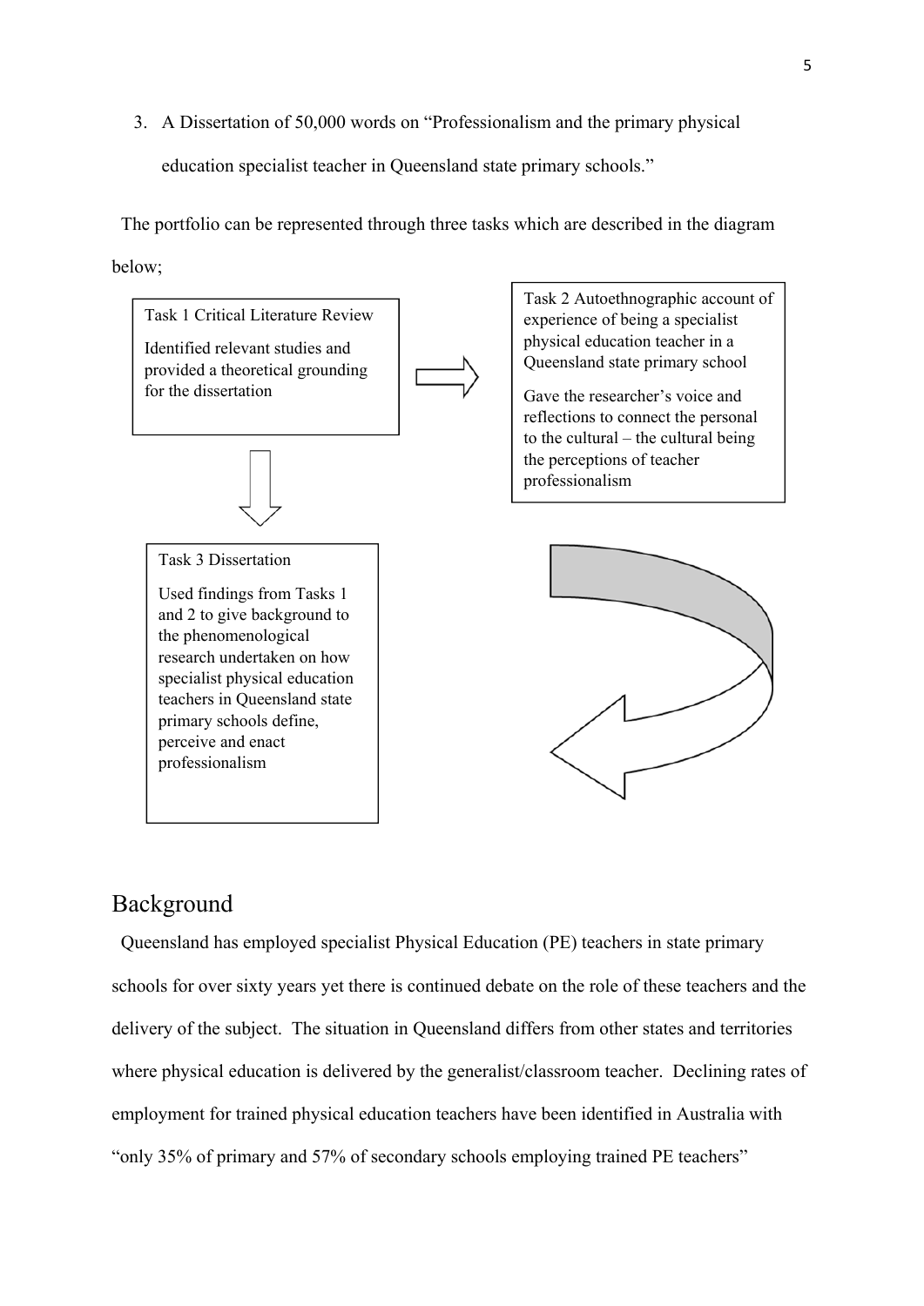3. A Dissertation of 50,000 words on "Professionalism and the primary physical education specialist teacher in Queensland state primary schools."

The portfolio can be represented through three tasks which are described in the diagram below;

Task 1 Critical Literature Review

Identified relevant studies and provided a theoretical grounding for the dissertation

Task 2 Autoethnographic account of experience of being a specialist physical education teacher in a Queensland state primary school

Gave the researcher's voice and reflections to connect the personal to the cultural – the cultural being the perceptions of teacher professionalism

Task 3 Dissertation

Used findings from Tasks 1 and 2 to give background to the phenomenological research undertaken on how specialist physical education teachers in Queensland state primary schools define, perceive and enact professionalism

## Background

Queensland has employed specialist Physical Education (PE) teachers in state primary schools for over sixty years yet there is continued debate on the role of these teachers and the delivery of the subject. The situation in Queensland differs from other states and territories where physical education is delivered by the generalist/classroom teacher. Declining rates of employment for trained physical education teachers have been identified in Australia with "only 35% of primary and 57% of secondary schools employing trained PE teachers"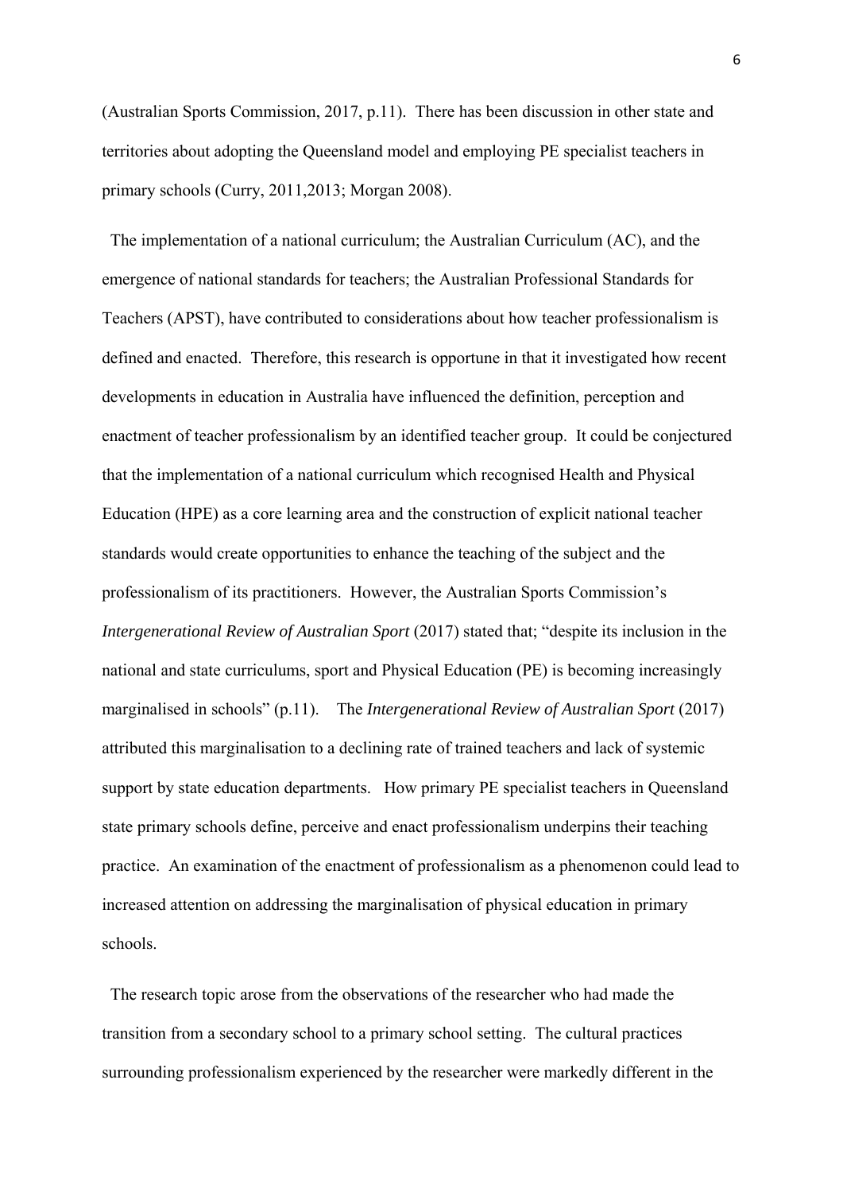(Australian Sports Commission, 2017, p.11). There has been discussion in other state and territories about adopting the Queensland model and employing PE specialist teachers in primary schools (Curry, 2011,2013; Morgan 2008).

The implementation of a national curriculum; the Australian Curriculum (AC), and the emergence of national standards for teachers; the Australian Professional Standards for Teachers (APST), have contributed to considerations about how teacher professionalism is defined and enacted. Therefore, this research is opportune in that it investigated how recent developments in education in Australia have influenced the definition, perception and enactment of teacher professionalism by an identified teacher group. It could be conjectured that the implementation of a national curriculum which recognised Health and Physical Education (HPE) as a core learning area and the construction of explicit national teacher standards would create opportunities to enhance the teaching of the subject and the professionalism of its practitioners. However, the Australian Sports Commission's *Intergenerational Review of Australian Sport* (2017) stated that; "despite its inclusion in the national and state curriculums, sport and Physical Education (PE) is becoming increasingly marginalised in schools" (p.11). The *Intergenerational Review of Australian Sport* (2017) attributed this marginalisation to a declining rate of trained teachers and lack of systemic support by state education departments. How primary PE specialist teachers in Queensland state primary schools define, perceive and enact professionalism underpins their teaching practice. An examination of the enactment of professionalism as a phenomenon could lead to increased attention on addressing the marginalisation of physical education in primary schools.

The research topic arose from the observations of the researcher who had made the transition from a secondary school to a primary school setting. The cultural practices surrounding professionalism experienced by the researcher were markedly different in the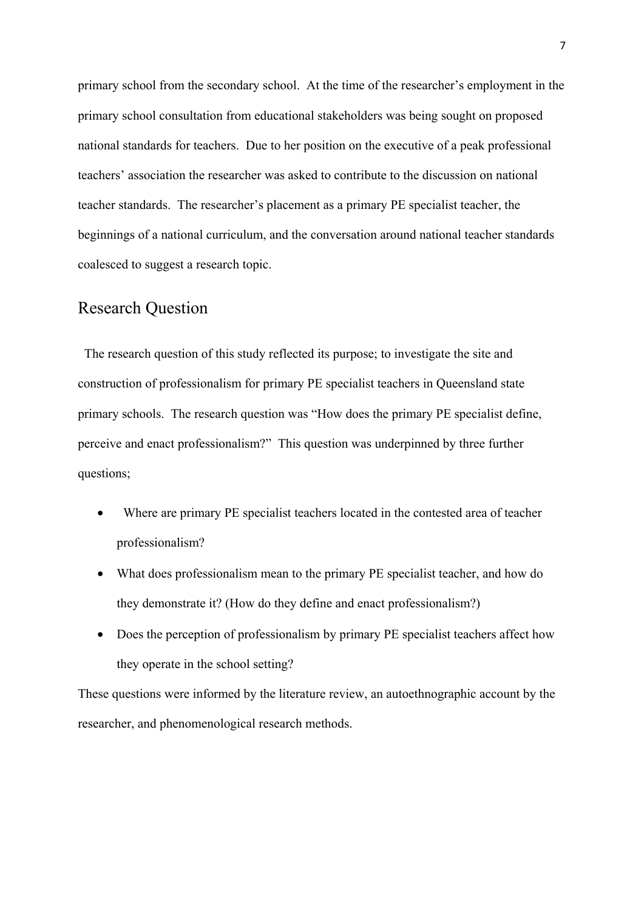primary school from the secondary school. At the time of the researcher's employment in the primary school consultation from educational stakeholders was being sought on proposed national standards for teachers. Due to her position on the executive of a peak professional teachers' association the researcher was asked to contribute to the discussion on national teacher standards. The researcher's placement as a primary PE specialist teacher, the beginnings of a national curriculum, and the conversation around national teacher standards coalesced to suggest a research topic.

## Research Question

The research question of this study reflected its purpose; to investigate the site and construction of professionalism for primary PE specialist teachers in Queensland state primary schools. The research question was "How does the primary PE specialist define, perceive and enact professionalism?" This question was underpinned by three further questions;

- Where are primary PE specialist teachers located in the contested area of teacher professionalism?
- What does professionalism mean to the primary PE specialist teacher, and how do they demonstrate it? (How do they define and enact professionalism?)
- Does the perception of professionalism by primary PE specialist teachers affect how they operate in the school setting?

These questions were informed by the literature review, an autoethnographic account by the researcher, and phenomenological research methods.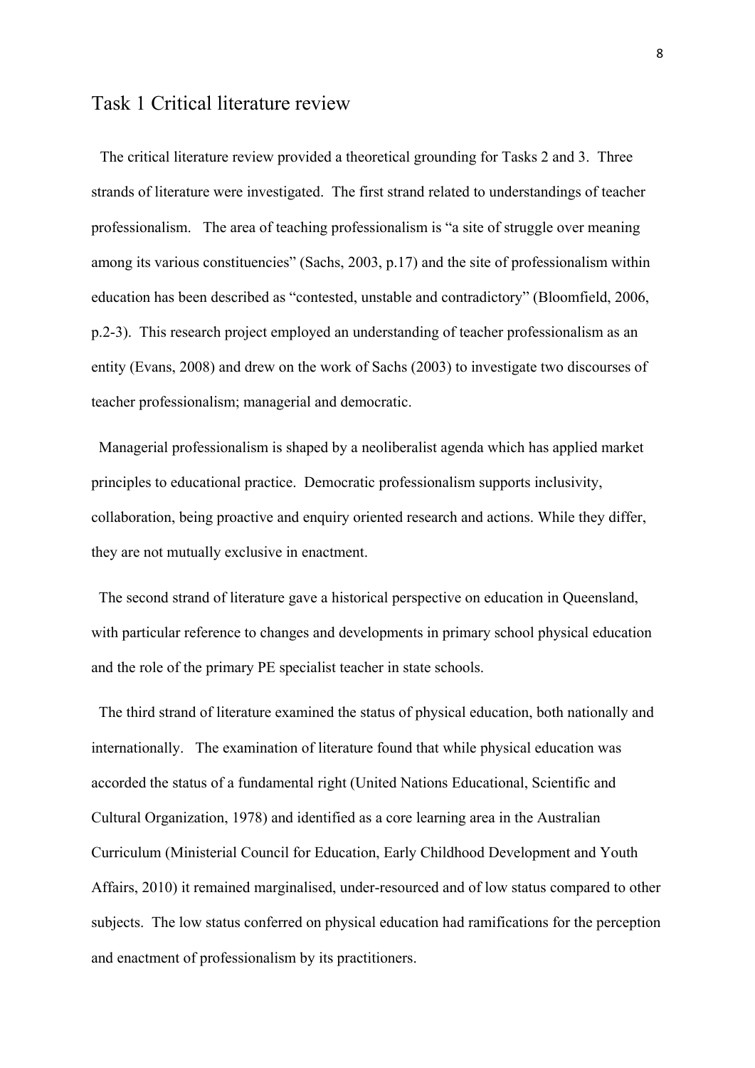## Task 1 Critical literature review

The critical literature review provided a theoretical grounding for Tasks 2 and 3. Three strands of literature were investigated. The first strand related to understandings of teacher professionalism. The area of teaching professionalism is "a site of struggle over meaning among its various constituencies" (Sachs, 2003, p.17) and the site of professionalism within education has been described as "contested, unstable and contradictory" (Bloomfield, 2006, p.2-3). This research project employed an understanding of teacher professionalism as an entity (Evans, 2008) and drew on the work of Sachs (2003) to investigate two discourses of teacher professionalism; managerial and democratic.

Managerial professionalism is shaped by a neoliberalist agenda which has applied market principles to educational practice. Democratic professionalism supports inclusivity, collaboration, being proactive and enquiry oriented research and actions. While they differ, they are not mutually exclusive in enactment.

The second strand of literature gave a historical perspective on education in Queensland, with particular reference to changes and developments in primary school physical education and the role of the primary PE specialist teacher in state schools.

The third strand of literature examined the status of physical education, both nationally and internationally. The examination of literature found that while physical education was accorded the status of a fundamental right (United Nations Educational, Scientific and Cultural Organization, 1978) and identified as a core learning area in the Australian Curriculum (Ministerial Council for Education, Early Childhood Development and Youth Affairs, 2010) it remained marginalised, under-resourced and of low status compared to other subjects. The low status conferred on physical education had ramifications for the perception and enactment of professionalism by its practitioners.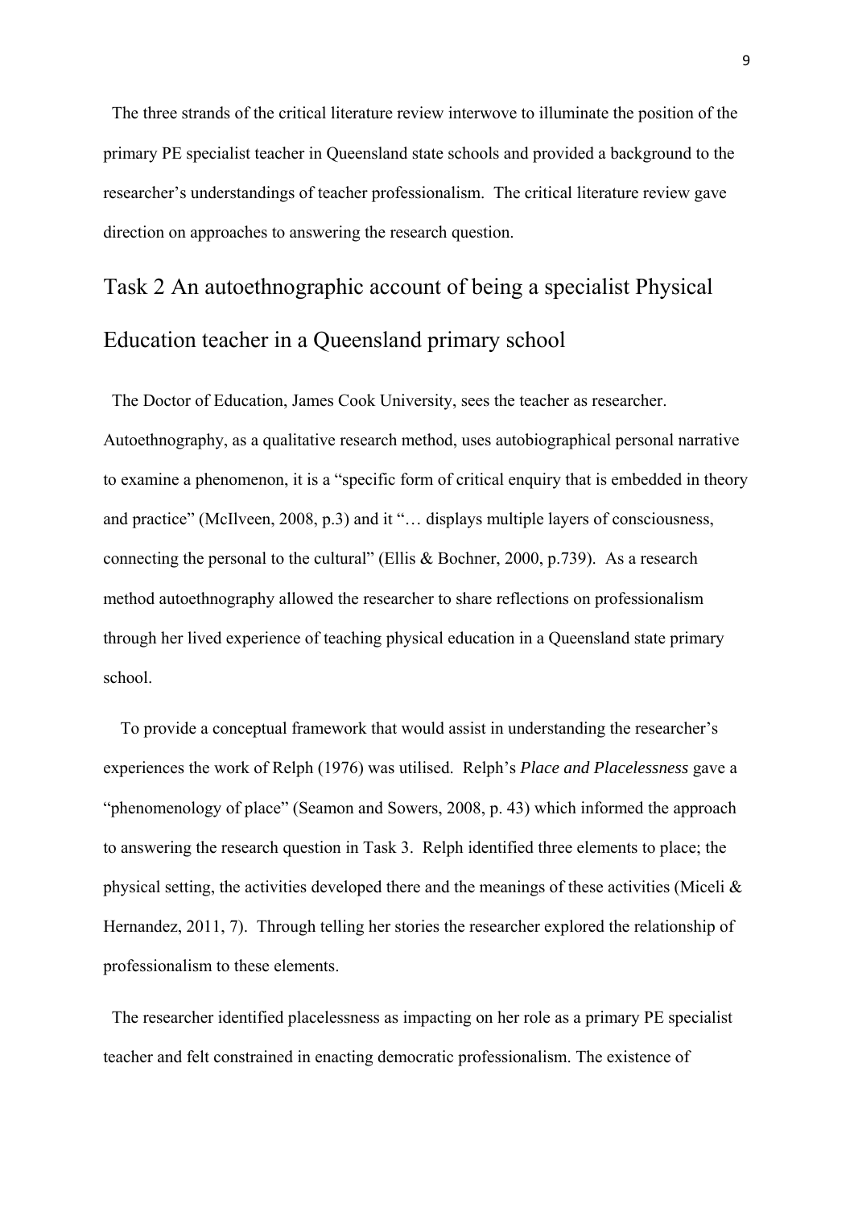The three strands of the critical literature review interwove to illuminate the position of the primary PE specialist teacher in Queensland state schools and provided a background to the researcher's understandings of teacher professionalism. The critical literature review gave direction on approaches to answering the research question.

## Task 2 An autoethnographic account of being a specialist Physical Education teacher in a Queensland primary school

The Doctor of Education, James Cook University, sees the teacher as researcher. Autoethnography, as a qualitative research method, uses autobiographical personal narrative to examine a phenomenon, it is a "specific form of critical enquiry that is embedded in theory and practice" (McIlveen, 2008, p.3) and it "… displays multiple layers of consciousness, connecting the personal to the cultural" (Ellis & Bochner, 2000, p.739). As a research method autoethnography allowed the researcher to share reflections on professionalism through her lived experience of teaching physical education in a Queensland state primary school.

To provide a conceptual framework that would assist in understanding the researcher's experiences the work of Relph (1976) was utilised. Relph's *Place and Placelessness* gave a "phenomenology of place" (Seamon and Sowers, 2008, p. 43) which informed the approach to answering the research question in Task 3. Relph identified three elements to place; the physical setting, the activities developed there and the meanings of these activities (Miceli & Hernandez, 2011, 7). Through telling her stories the researcher explored the relationship of professionalism to these elements.

The researcher identified placelessness as impacting on her role as a primary PE specialist teacher and felt constrained in enacting democratic professionalism. The existence of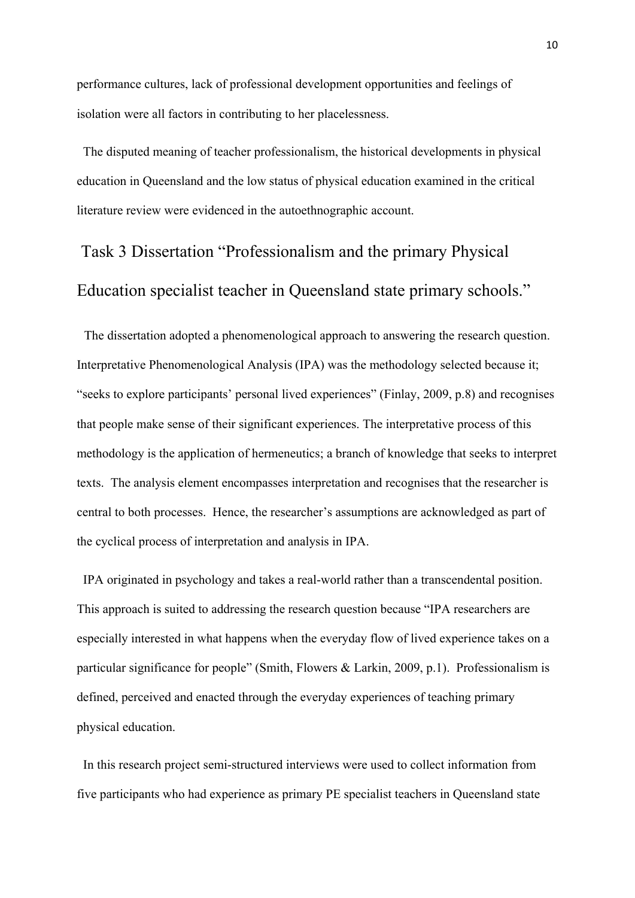performance cultures, lack of professional development opportunities and feelings of isolation were all factors in contributing to her placelessness.

The disputed meaning of teacher professionalism, the historical developments in physical education in Queensland and the low status of physical education examined in the critical literature review were evidenced in the autoethnographic account.

## Task 3 Dissertation "Professionalism and the primary Physical Education specialist teacher in Queensland state primary schools."

The dissertation adopted a phenomenological approach to answering the research question. Interpretative Phenomenological Analysis (IPA) was the methodology selected because it; "seeks to explore participants' personal lived experiences" (Finlay, 2009, p.8) and recognises that people make sense of their significant experiences. The interpretative process of this methodology is the application of hermeneutics; a branch of knowledge that seeks to interpret texts. The analysis element encompasses interpretation and recognises that the researcher is central to both processes. Hence, the researcher's assumptions are acknowledged as part of the cyclical process of interpretation and analysis in IPA.

IPA originated in psychology and takes a real-world rather than a transcendental position. This approach is suited to addressing the research question because "IPA researchers are especially interested in what happens when the everyday flow of lived experience takes on a particular significance for people" (Smith, Flowers & Larkin, 2009, p.1). Professionalism is defined, perceived and enacted through the everyday experiences of teaching primary physical education.

In this research project semi-structured interviews were used to collect information from five participants who had experience as primary PE specialist teachers in Queensland state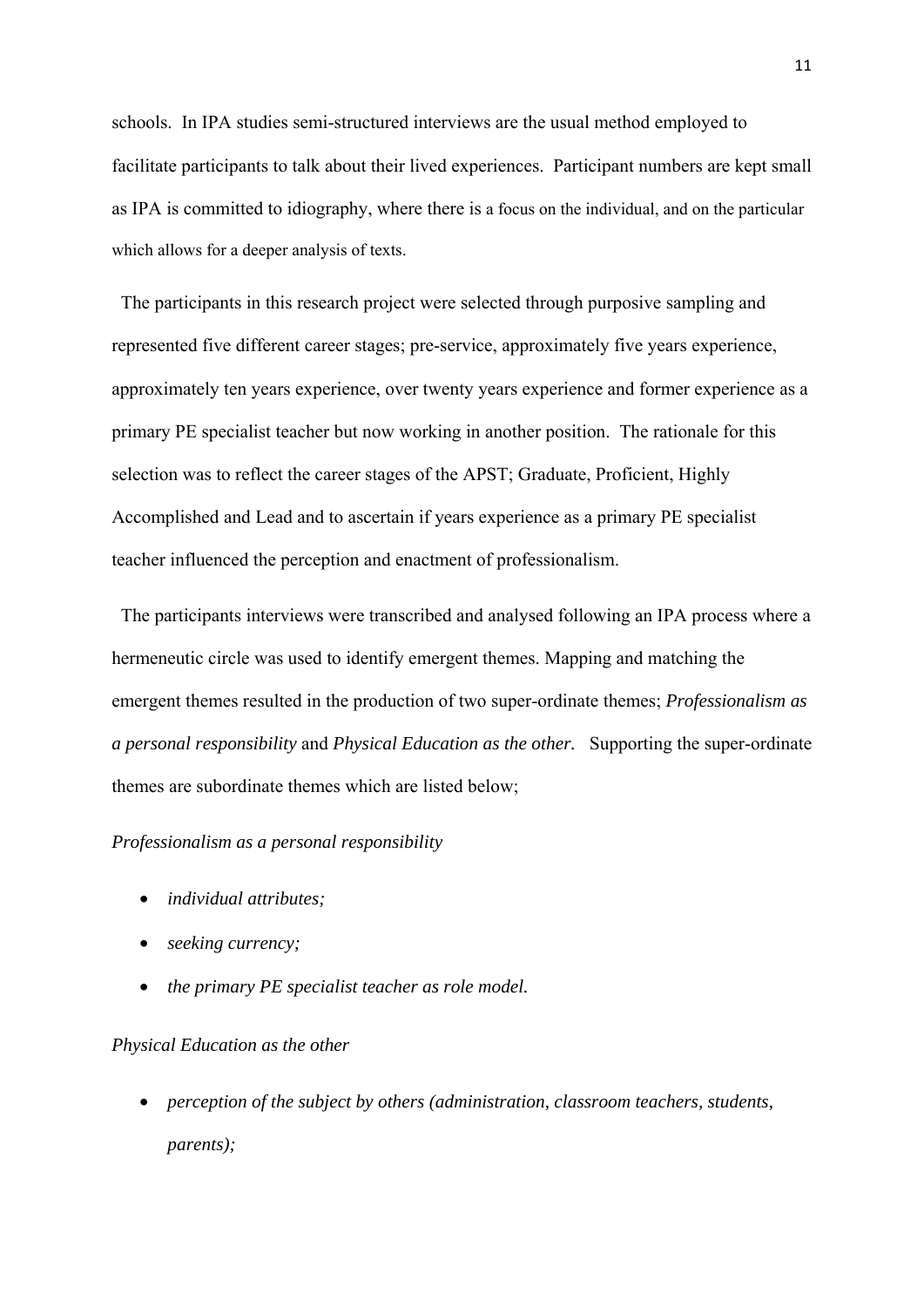schools. In IPA studies semi-structured interviews are the usual method employed to facilitate participants to talk about their lived experiences. Participant numbers are kept small as IPA is committed to idiography, where there is a focus on the individual, and on the particular which allows for a deeper analysis of texts.

The participants in this research project were selected through purposive sampling and represented five different career stages; pre-service, approximately five years experience, approximately ten years experience, over twenty years experience and former experience as a primary PE specialist teacher but now working in another position. The rationale for this selection was to reflect the career stages of the APST; Graduate, Proficient, Highly Accomplished and Lead and to ascertain if years experience as a primary PE specialist teacher influenced the perception and enactment of professionalism.

The participants interviews were transcribed and analysed following an IPA process where a hermeneutic circle was used to identify emergent themes. Mapping and matching the emergent themes resulted in the production of two super-ordinate themes; *Professionalism as a personal responsibility* and *Physical Education as the other.* Supporting the super-ordinate themes are subordinate themes which are listed below;

*Professionalism as a personal responsibility*

- *individual attributes;*
- *seeking currency;*
- *the primary PE specialist teacher as role model.*

*Physical Education as the other*

- *perception of the subject by others (administration, classroom teachers, students, parents);*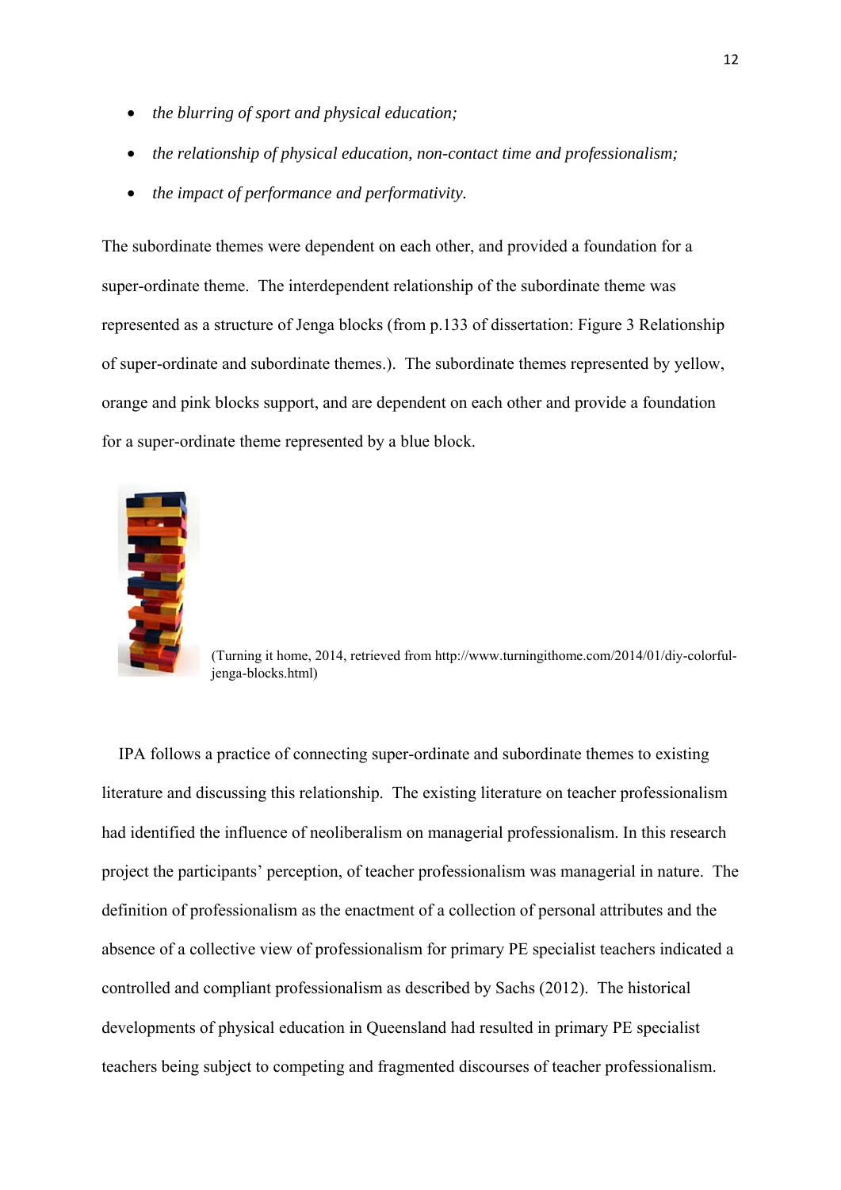- *the blurring of sport and physical education;*
- *the relationship of physical education, non-contact time and professionalism;*
- *the impact of performance and performativity.*

The subordinate themes were dependent on each other, and provided a foundation for a super-ordinate theme. The interdependent relationship of the subordinate theme was represented as a structure of Jenga blocks (from p.133 of dissertation: Figure 3 Relationship of super-ordinate and subordinate themes.). The subordinate themes represented by yellow, orange and pink blocks support, and are dependent on each other and provide a foundation for a super-ordinate theme represented by a blue block.

(Turning it home, 2014, retrieved from http://www.turningithome.com/2014/01/diy-colorful-jenga-blocks.html)

IPA follows a practice of connecting super-ordinate and subordinate themes to existing literature and discussing this relationship. The existing literature on teacher professionalism had identified the influence of neoliberalism on managerial professionalism. In this research project the participants' perception, of teacher professionalism was managerial in nature. The definition of professionalism as the enactment of a collection of personal attributes and the absence of a collective view of professionalism for primary PE specialist teachers indicated a controlled and compliant professionalism as described by Sachs (2012). The historical developments of physical education in Queensland had resulted in primary PE specialist teachers being subject to competing and fragmented discourses of teacher professionalism.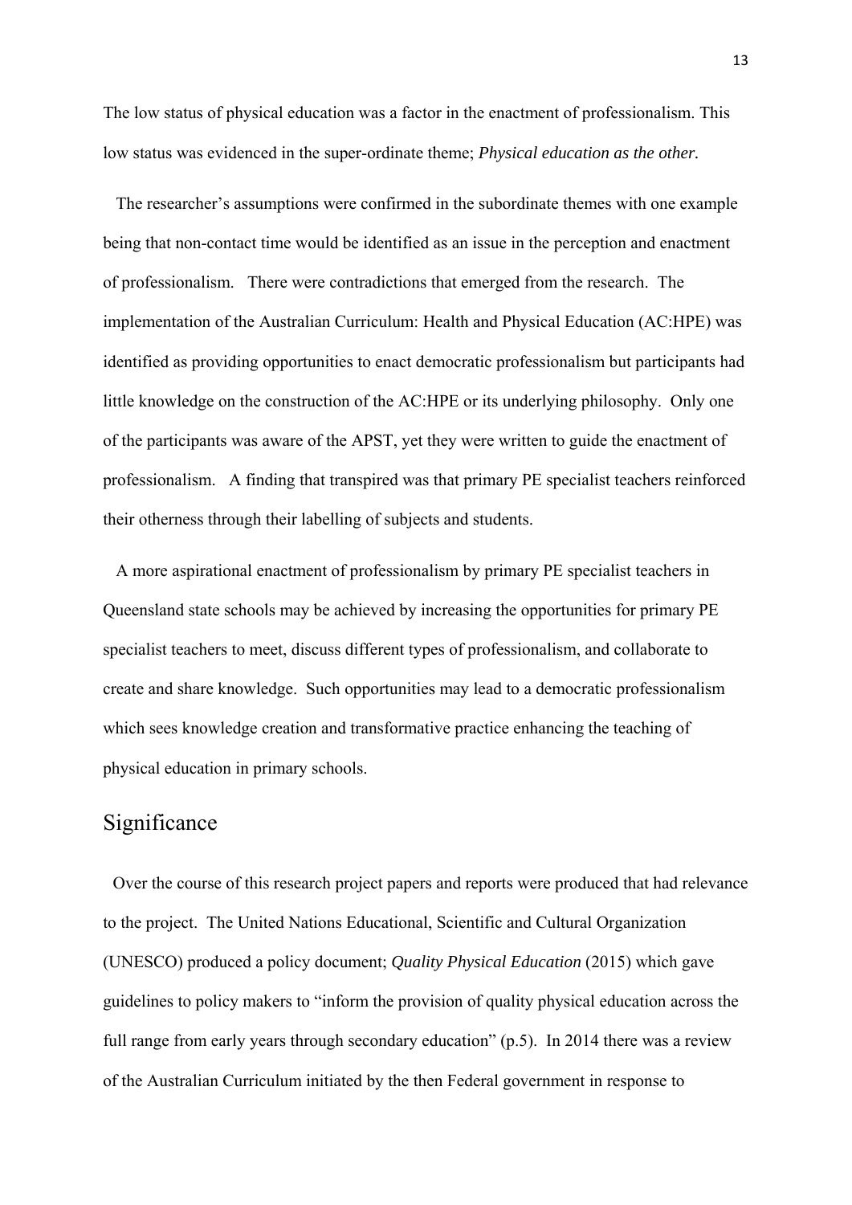The low status of physical education was a factor in the enactment of professionalism. This low status was evidenced in the super-ordinate theme; *Physical education as the other*.

The researcher's assumptions were confirmed in the subordinate themes with one example being that non-contact time would be identified as an issue in the perception and enactment of professionalism. There were contradictions that emerged from the research. The implementation of the Australian Curriculum: Health and Physical Education (AC:HPE) was identified as providing opportunities to enact democratic professionalism but participants had little knowledge on the construction of the AC:HPE or its underlying philosophy. Only one of the participants was aware of the APST, yet they were written to guide the enactment of professionalism. A finding that transpired was that primary PE specialist teachers reinforced their otherness through their labelling of subjects and students.

A more aspirational enactment of professionalism by primary PE specialist teachers in Queensland state schools may be achieved by increasing the opportunities for primary PE specialist teachers to meet, discuss different types of professionalism, and collaborate to create and share knowledge. Such opportunities may lead to a democratic professionalism which sees knowledge creation and transformative practice enhancing the teaching of physical education in primary schools.

## Significance

Over the course of this research project papers and reports were produced that had relevance to the project. The United Nations Educational, Scientific and Cultural Organization (UNESCO) produced a policy document; *Quality Physical Education* (2015) which gave guidelines to policy makers to "inform the provision of quality physical education across the full range from early years through secondary education" (p.5). In 2014 there was a review of the Australian Curriculum initiated by the then Federal government in response to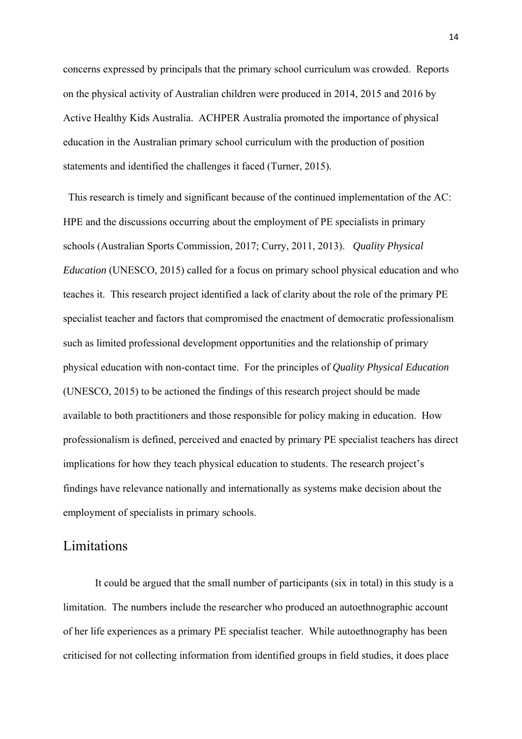concerns expressed by principals that the primary school curriculum was crowded. Reports on the physical activity of Australian children were produced in 2014, 2015 and 2016 by Active Healthy Kids Australia. ACHPER Australia promoted the importance of physical education in the Australian primary school curriculum with the production of position statements and identified the challenges it faced (Turner, 2015).

This research is timely and significant because of the continued implementation of the AC: HPE and the discussions occurring about the employment of PE specialists in primary schools (Australian Sports Commission, 2017; Curry, 2011, 2013). *Quality Physical Education* (UNESCO, 2015) called for a focus on primary school physical education and who teaches it. This research project identified a lack of clarity about the role of the primary PE specialist teacher and factors that compromised the enactment of democratic professionalism such as limited professional development opportunities and the relationship of primary physical education with non-contact time. For the principles of *Quality Physical Education* (UNESCO, 2015) to be actioned the findings of this research project should be made available to both practitioners and those responsible for policy making in education. How professionalism is defined, perceived and enacted by primary PE specialist teachers has direct implications for how they teach physical education to students. The research project's findings have relevance nationally and internationally as systems make decision about the employment of specialists in primary schools.

## Limitations

It could be argued that the small number of participants (six in total) in this study is a limitation. The numbers include the researcher who produced an autoethnographic account of her life experiences as a primary PE specialist teacher. While autoethnography has been criticised for not collecting information from identified groups in field studies, it does place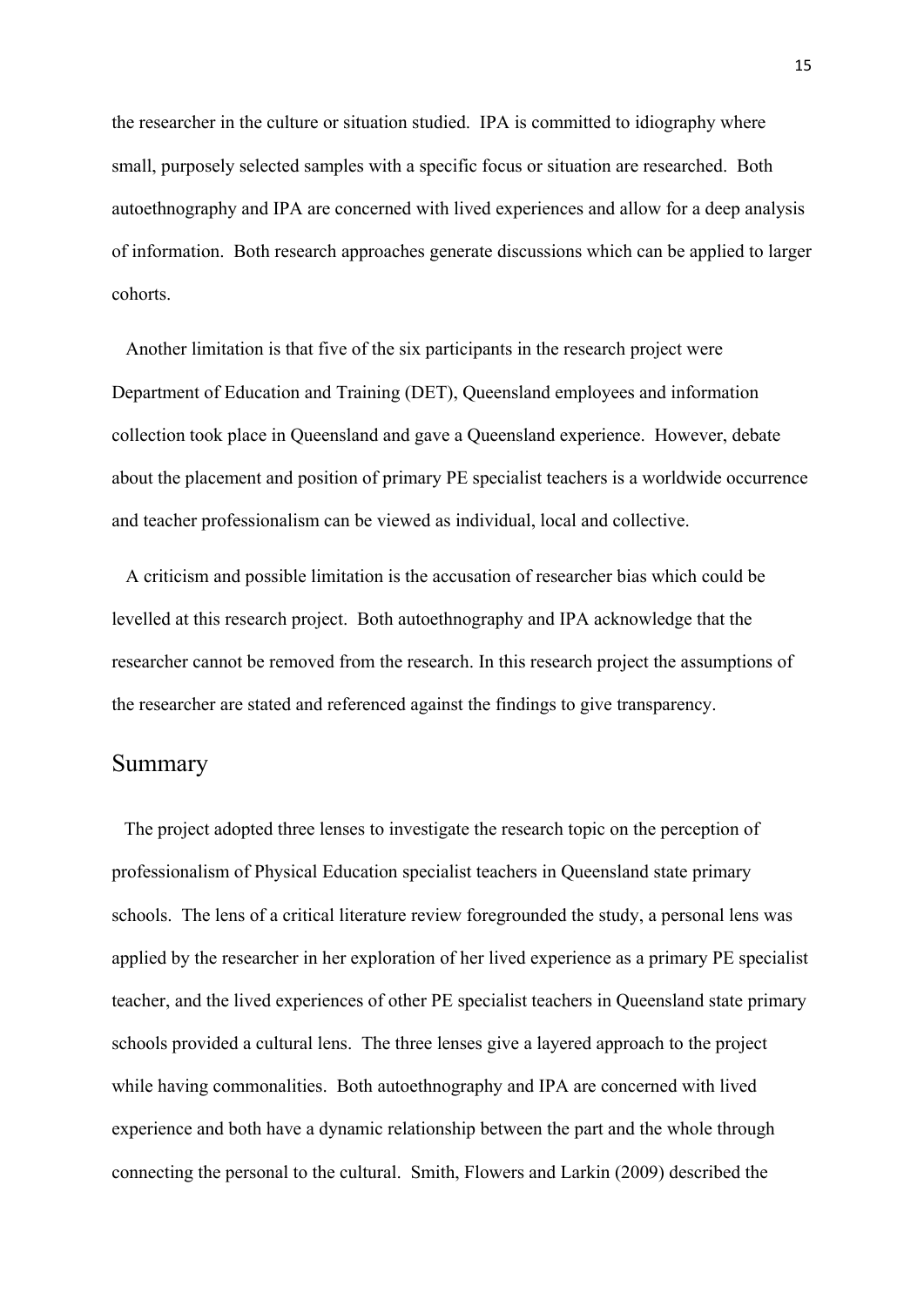the researcher in the culture or situation studied. IPA is committed to idiography where small, purposely selected samples with a specific focus or situation are researched. Both autoethnography and IPA are concerned with lived experiences and allow for a deep analysis of information. Both research approaches generate discussions which can be applied to larger cohorts.

Another limitation is that five of the six participants in the research project were Department of Education and Training (DET), Queensland employees and information collection took place in Queensland and gave a Queensland experience. However, debate about the placement and position of primary PE specialist teachers is a worldwide occurrence and teacher professionalism can be viewed as individual, local and collective.

A criticism and possible limitation is the accusation of researcher bias which could be levelled at this research project. Both autoethnography and IPA acknowledge that the researcher cannot be removed from the research. In this research project the assumptions of the researcher are stated and referenced against the findings to give transparency.

## Summary

The project adopted three lenses to investigate the research topic on the perception of professionalism of Physical Education specialist teachers in Queensland state primary schools. The lens of a critical literature review foregrounded the study, a personal lens was applied by the researcher in her exploration of her lived experience as a primary PE specialist teacher, and the lived experiences of other PE specialist teachers in Queensland state primary schools provided a cultural lens. The three lenses give a layered approach to the project while having commonalities. Both autoethnography and IPA are concerned with lived experience and both have a dynamic relationship between the part and the whole through connecting the personal to the cultural. Smith, Flowers and Larkin (2009) described the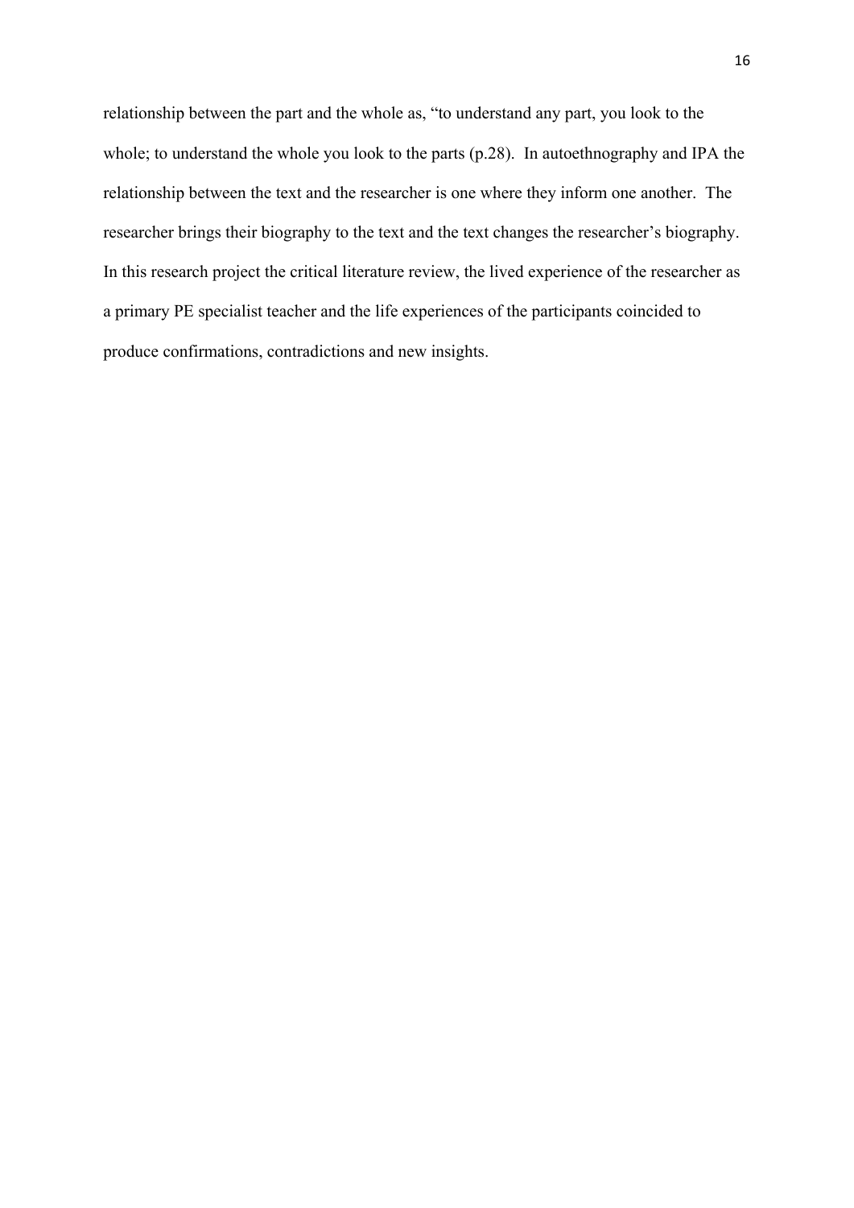relationship between the part and the whole as, "to understand any part, you look to the whole; to understand the whole you look to the parts (p.28). In autoethnography and IPA the relationship between the text and the researcher is one where they inform one another. The researcher brings their biography to the text and the text changes the researcher's biography. In this research project the critical literature review, the lived experience of the researcher as a primary PE specialist teacher and the life experiences of the participants coincided to produce confirmations, contradictions and new insights.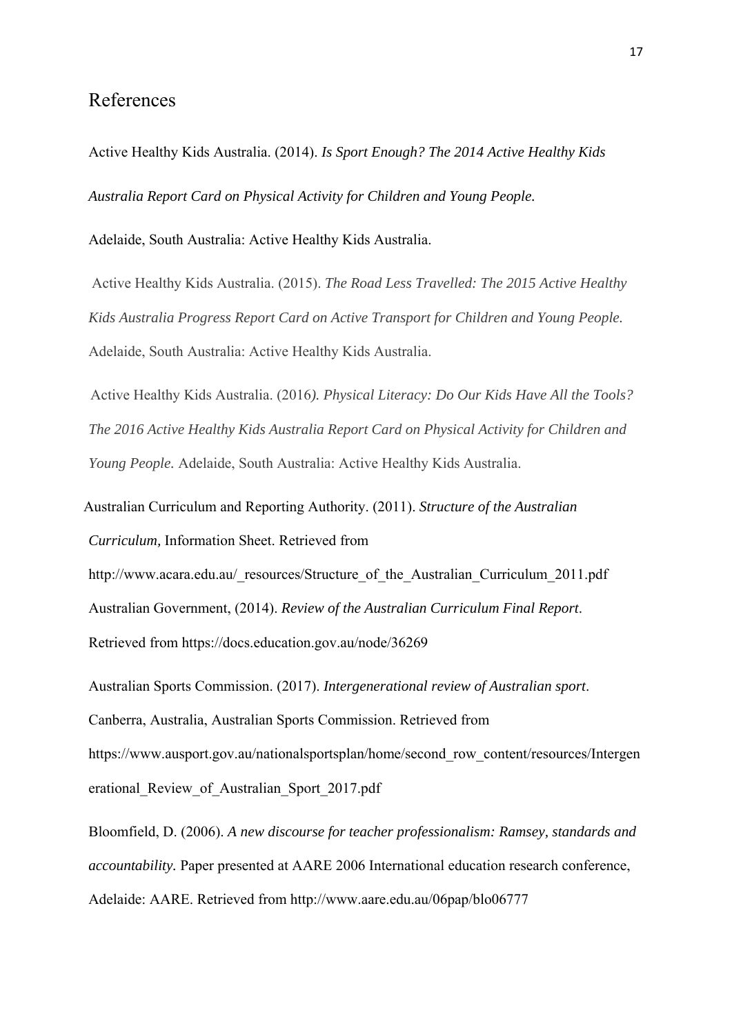# References

Active Healthy Kids Australia. (2014). *Is Sport Enough? The 2014 Active Healthy Kids Australia Report Card on Physical Activity for Children and Young People.* Adelaide, South Australia: Active Healthy Kids Australia.

Active Healthy Kids Australia. (2015). *The Road Less Travelled: The 2015 Active Healthy Kids Australia Progress Report Card on Active Transport for Children and Young People.* Adelaide, South Australia: Active Healthy Kids Australia.

Active Healthy Kids Australia. (2016*). Physical Literacy: Do Our Kids Have All the Tools? The 2016 Active Healthy Kids Australia Report Card on Physical Activity for Children and Young People.* Adelaide, South Australia: Active Healthy Kids Australia.

Australian Curriculum and Reporting Authority. (2011). *Structure of the Australian Curriculum,* Information Sheet. Retrieved from http://www.acara.edu.au/_resources/Structure_of_the_Australian_Curriculum_2011.pdf

Australian Government, (2014). *Review of the Australian Curriculum Final Report*. Retrieved from https://docs.education.gov.au/node/36269

Australian Sports Commission. (2017). *Intergenerational review of Australian sport*. Canberra, Australia, Australian Sports Commission. Retrieved from https://www.ausport.gov.au/nationalsportsplan/home/second_row_content/resources/Intergenerational_Review_of_Australian_Sport_2017.pdf

Bloomfield, D. (2006). *A new discourse for teacher professionalism: Ramsey, standards and accountability.* Paper presented at AARE 2006 International education research conference, Adelaide: AARE. Retrieved from http://www.aare.edu.au/06pap/blo06777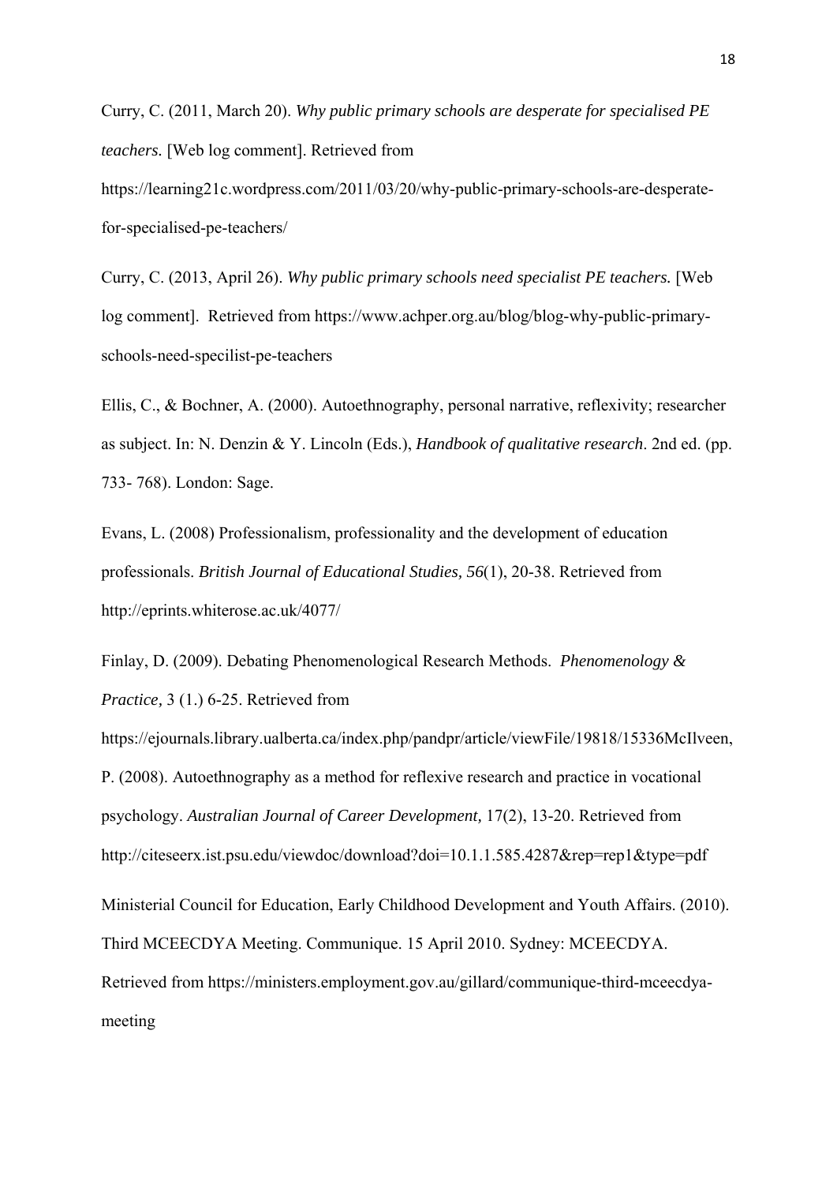Curry, C. (2011, March 20). *Why public primary schools are desperate for specialised PE teachers.* [Web log comment]. Retrieved from https://learning21c.wordpress.com/2011/03/20/why-public-primary-schools-are-desperate-for-specialised-pe-teachers/

Curry, C. (2013, April 26). *Why public primary schools need specialist PE teachers.* [Web log comment]. Retrieved from https://www.achper.org.au/blog/blog-why-public-primary-schools-need-specilist-pe-teachers

Ellis, C., & Bochner, A. (2000). Autoethnography, personal narrative, reflexivity; researcher as subject. In: N. Denzin & Y. Lincoln (Eds.), *Handbook of qualitative research*. 2nd ed. (pp. 733- 768). London: Sage.

Evans, L. (2008) Professionalism, professionality and the development of education professionals. *British Journal of Educational Studies, 56*(1), 20-38. Retrieved from http://eprints.whiterose.ac.uk/4077/

Finlay, D. (2009). Debating Phenomenological Research Methods. *Phenomenology & Practice,* 3 (1.) 6-25. Retrieved from https://ejournals.library.ualberta.ca/index.php/pandpr/article/viewFile/19818/15336McIlveen, P. (2008). Autoethnography as a method for reflexive research and practice in vocational psychology. *Australian Journal of Career Development,* 17(2), 13-20. Retrieved from http://citeseerx.ist.psu.edu/viewdoc/download?doi=10.1.1.585.4287&rep=rep1&type=pdf

Ministerial Council for Education, Early Childhood Development and Youth Affairs. (2010). Third MCEECDYA Meeting. Communique. 15 April 2010. Sydney: MCEECDYA. Retrieved from https://ministers.employment.gov.au/gillard/communique-third-mceecdya-meeting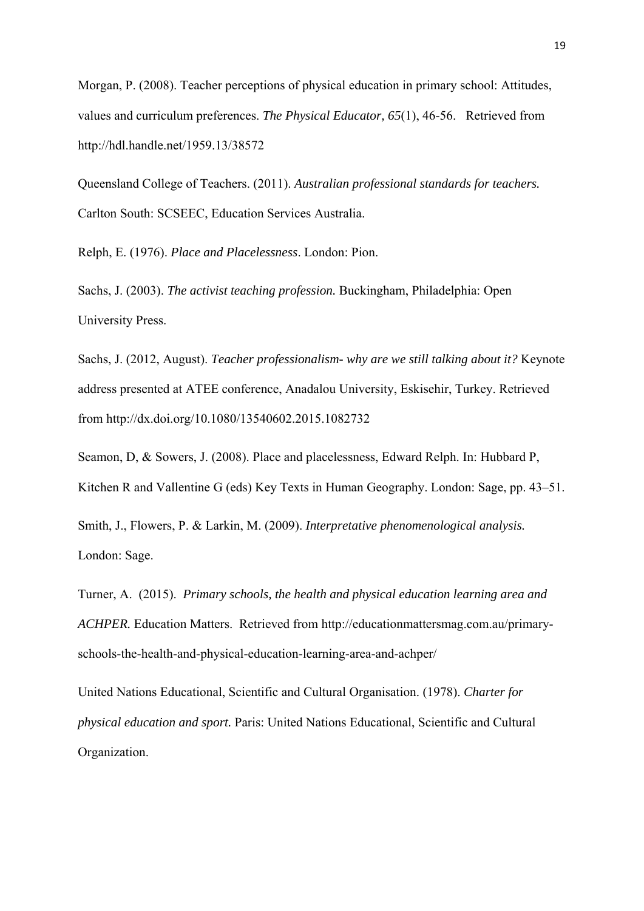Morgan, P. (2008). Teacher perceptions of physical education in primary school: Attitudes, values and curriculum preferences. *The Physical Educator, 65*(1), 46-56. Retrieved from http://hdl.handle.net/1959.13/38572

Queensland College of Teachers. (2011). *Australian professional standards for teachers.* Carlton South: SCSEEC, Education Services Australia.

Relph, E. (1976). *Place and Placelessness*. London: Pion.

Sachs, J. (2003). *The activist teaching profession.* Buckingham, Philadelphia: Open University Press.

Sachs, J. (2012, August). *Teacher professionalism- why are we still talking about it?* Keynote address presented at ATEE conference, Anadalou University, Eskisehir, Turkey. Retrieved from http://dx.doi.org/10.1080/13540602.2015.1082732

Seamon, D, & Sowers, J. (2008). Place and placelessness, Edward Relph. In: Hubbard P, Kitchen R and Vallentine G (eds) Key Texts in Human Geography. London: Sage, pp. 43–51.

Smith, J., Flowers, P. & Larkin, M. (2009). *Interpretative phenomenological analysis.* London: Sage.

Turner, A. (2015). *Primary schools, the health and physical education learning area and ACHPER.* Education Matters. Retrieved from http://educationmattersmag.com.au/primary-schools-the-health-and-physical-education-learning-area-and-achper/

United Nations Educational, Scientific and Cultural Organisation. (1978). *Charter for physical education and sport.* Paris: United Nations Educational, Scientific and Cultural Organization.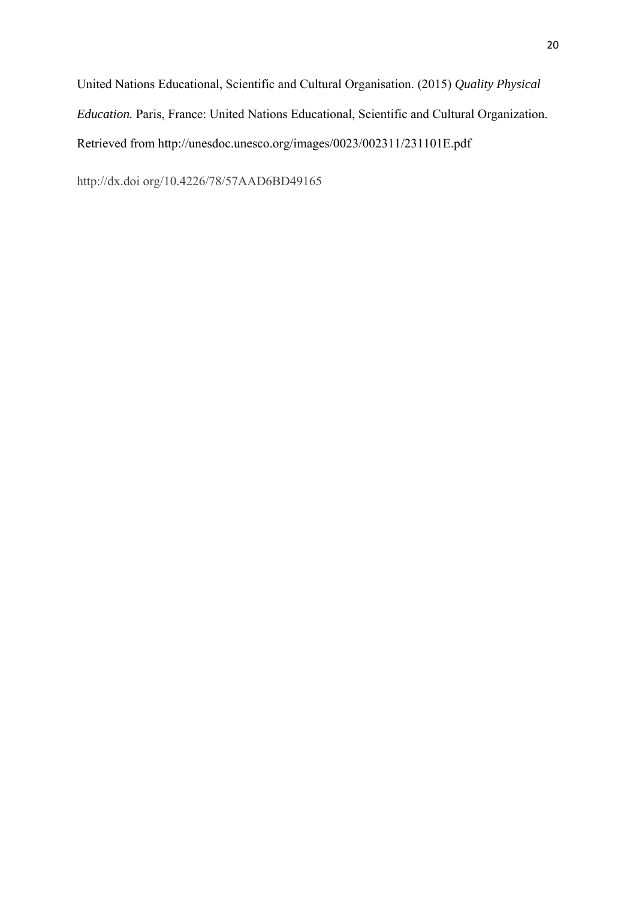United Nations Educational, Scientific and Cultural Organisation. (2015) *Quality Physical Education.* Paris, France: United Nations Educational, Scientific and Cultural Organization. Retrieved from http://unesdoc.unesco.org/images/0023/002311/231101E.pdf

http://dx.doi org/10.4226/78/57AAD6BD49165